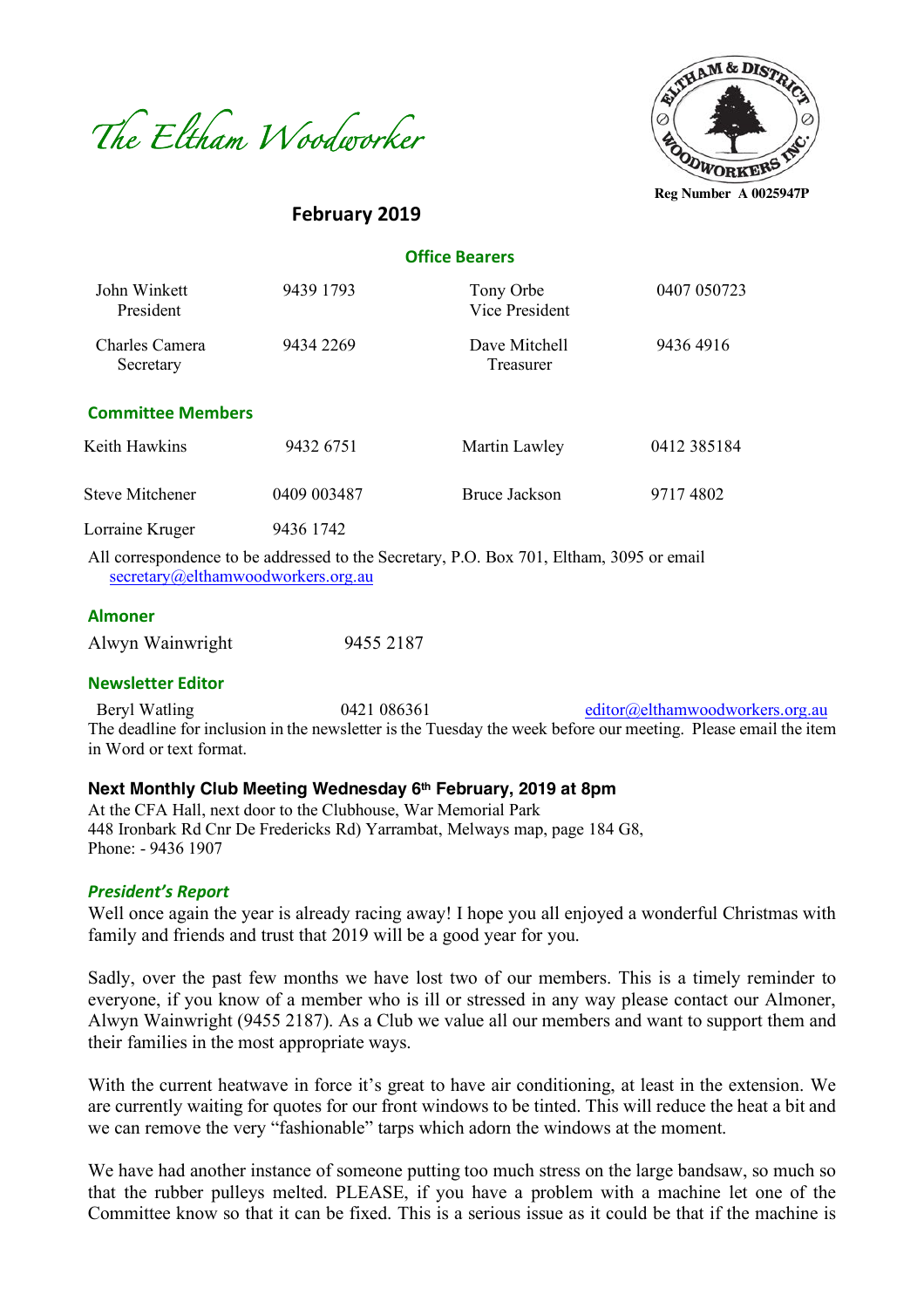# The Eltham Woodworker

Reg Number A 0025947P

**February 2019**

## Office Bearers

| | | | |
|---|---|---|---|
| John Winkett<br>President | 9439 1793 | Tony Orbe<br>Vice President | 0407 050723 |
| Charles Camera<br>Secretary | 9434 2269 | Dave Mitchell<br>Treasurer | 9436 4916 |

## Committee Members

| | | | |
|---|---|---|---|
| Keith Hawkins | 9432 6751 | Martin Lawley | 0412 385184 |
| Steve Mitchener | 0409 003487 | Bruce Jackson | 9717 4802 |
| Lorraine Kruger | 9436 1742 | | |

All correspondence to be addressed to the Secretary, P.O. Box 701, Eltham, 3095 or email secretary@elthamwoodworkers.org.au

## Almoner

Alwyn Wainwright 9455 2187

## Newsletter Editor

Beryl Watling 0421 086361 editor@elthamwoodworkers.org.au

The deadline for inclusion in the newsletter is the Tuesday the week before our meeting. Please email the item in Word or text format.

**Next Monthly Club Meeting Wednesday 6th February, 2019 at 8pm**

At the CFA Hall, next door to the Clubhouse, War Memorial Park
448 Ironbark Rd Cnr De Fredericks Rd) Yarrambat, Melways map, page 184 G8,
Phone: - 9436 1907

### *President's Report*

Well once again the year is already racing away! I hope you all enjoyed a wonderful Christmas with family and friends and trust that 2019 will be a good year for you.

Sadly, over the past few months we have lost two of our members. This is a timely reminder to everyone, if you know of a member who is ill or stressed in any way please contact our Almoner, Alwyn Wainwright (9455 2187). As a Club we value all our members and want to support them and their families in the most appropriate ways.

With the current heatwave in force it's great to have air conditioning, at least in the extension. We are currently waiting for quotes for our front windows to be tinted. This will reduce the heat a bit and we can remove the very "fashionable" tarps which adorn the windows at the moment.

We have had another instance of someone putting too much stress on the large bandsaw, so much so that the rubber pulleys melted. PLEASE, if you have a problem with a machine let one of the Committee know so that it can be fixed. This is a serious issue as it could be that if the machine is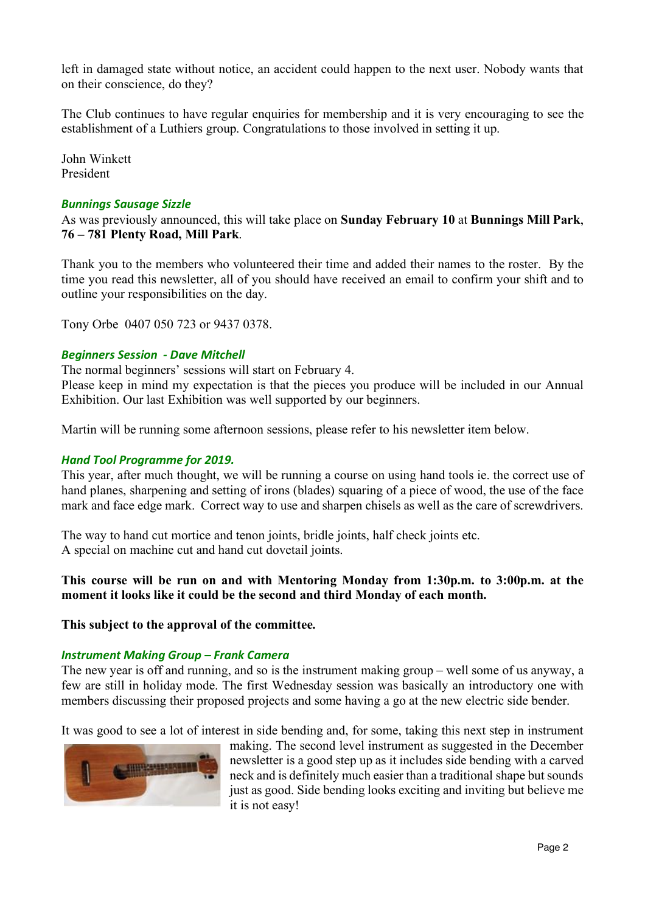left in damaged state without notice, an accident could happen to the next user. Nobody wants that on their conscience, do they?

The Club continues to have regular enquiries for membership and it is very encouraging to see the establishment of a Luthiers group. Congratulations to those involved in setting it up.

John Winkett
President

### *Bunnings Sausage Sizzle*

As was previously announced, this will take place on **Sunday February 10** at **Bunnings Mill Park**, **76 – 781 Plenty Road, Mill Park**.

Thank you to the members who volunteered their time and added their names to the roster. By the time you read this newsletter, all of you should have received an email to confirm your shift and to outline your responsibilities on the day.

Tony Orbe 0407 050 723 or 9437 0378.

### *Beginners Session - Dave Mitchell*

The normal beginners' sessions will start on February 4.
Please keep in mind my expectation is that the pieces you produce will be included in our Annual Exhibition. Our last Exhibition was well supported by our beginners.

Martin will be running some afternoon sessions, please refer to his newsletter item below.

### *Hand Tool Programme for 2019.*

This year, after much thought, we will be running a course on using hand tools ie. the correct use of hand planes, sharpening and setting of irons (blades) squaring of a piece of wood, the use of the face mark and face edge mark. Correct way to use and sharpen chisels as well as the care of screwdrivers.

The way to hand cut mortice and tenon joints, bridle joints, half check joints etc.
A special on machine cut and hand cut dovetail joints.

**This course will be run on and with Mentoring Monday from 1:30p.m. to 3:00p.m. at the moment it looks like it could be the second and third Monday of each month.**

**This subject to the approval of the committee.**

### *Instrument Making Group – Frank Camera*

The new year is off and running, and so is the instrument making group – well some of us anyway, a few are still in holiday mode. The first Wednesday session was basically an introductory one with members discussing their proposed projects and some having a go at the new electric side bender.

It was good to see a lot of interest in side bending and, for some, taking this next step in instrument making. The second level instrument as suggested in the December newsletter is a good step up as it includes side bending with a carved neck and is definitely much easier than a traditional shape but sounds just as good. Side bending looks exciting and inviting but believe me it is not easy!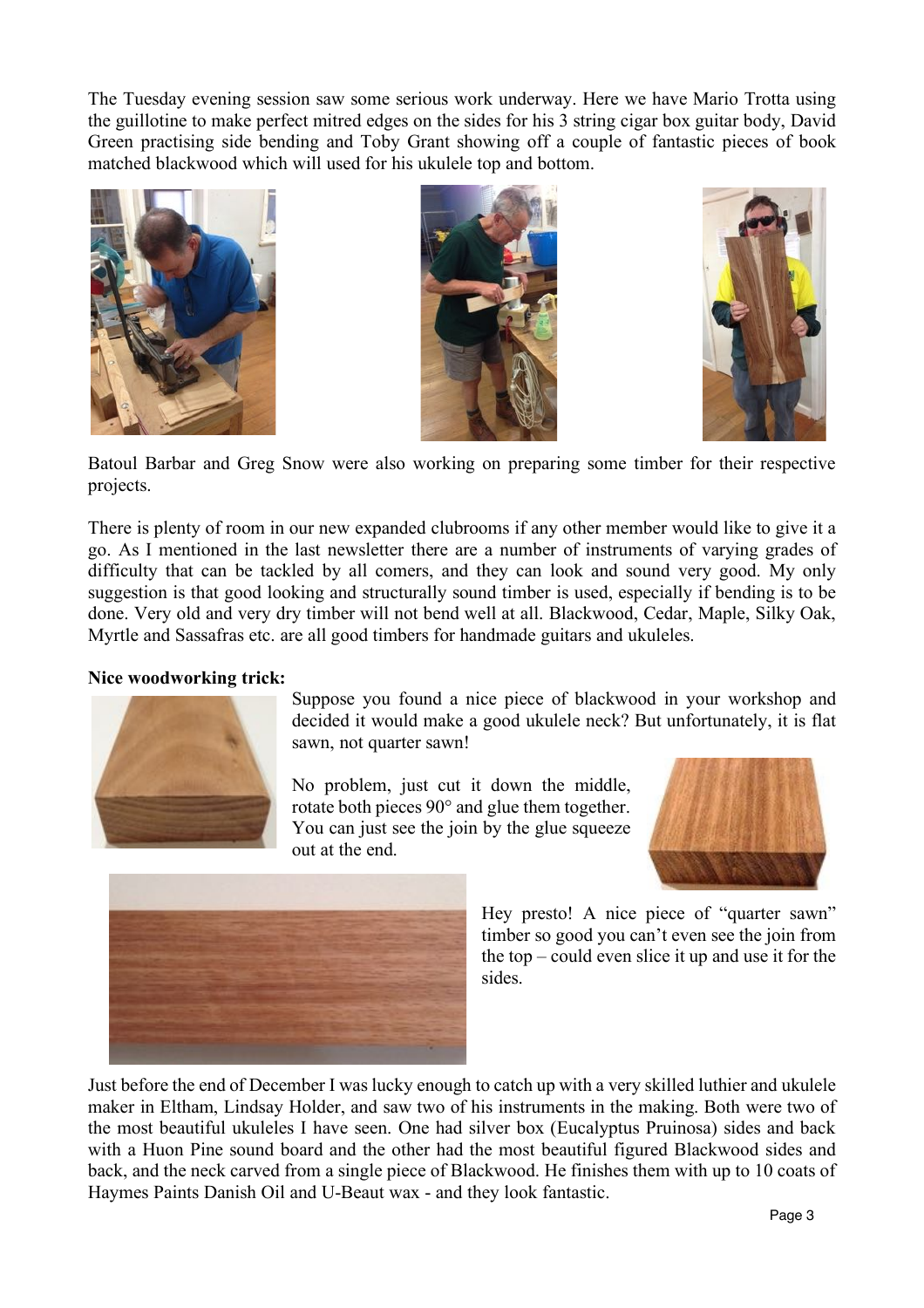The Tuesday evening session saw some serious work underway. Here we have Mario Trotta using the guillotine to make perfect mitred edges on the sides for his 3 string cigar box guitar body, David Green practising side bending and Toby Grant showing off a couple of fantastic pieces of book matched blackwood which will used for his ukulele top and bottom.

Batoul Barbar and Greg Snow were also working on preparing some timber for their respective projects.

There is plenty of room in our new expanded clubrooms if any other member would like to give it a go. As I mentioned in the last newsletter there are a number of instruments of varying grades of difficulty that can be tackled by all comers, and they can look and sound very good. My only suggestion is that good looking and structurally sound timber is used, especially if bending is to be done. Very old and very dry timber will not bend well at all. Blackwood, Cedar, Maple, Silky Oak, Myrtle and Sassafras etc. are all good timbers for handmade guitars and ukuleles.

**Nice woodworking trick:**

Suppose you found a nice piece of blackwood in your workshop and decided it would make a good ukulele neck? But unfortunately, it is flat sawn, not quarter sawn!

No problem, just cut it down the middle, rotate both pieces 90° and glue them together. You can just see the join by the glue squeeze out at the end.

Hey presto! A nice piece of "quarter sawn" timber so good you can't even see the join from the top – could even slice it up and use it for the sides.

Just before the end of December I was lucky enough to catch up with a very skilled luthier and ukulele maker in Eltham, Lindsay Holder, and saw two of his instruments in the making. Both were two of the most beautiful ukuleles I have seen. One had silver box (Eucalyptus Pruinosa) sides and back with a Huon Pine sound board and the other had the most beautiful figured Blackwood sides and back, and the neck carved from a single piece of Blackwood. He finishes them with up to 10 coats of Haymes Paints Danish Oil and U-Beaut wax - and they look fantastic.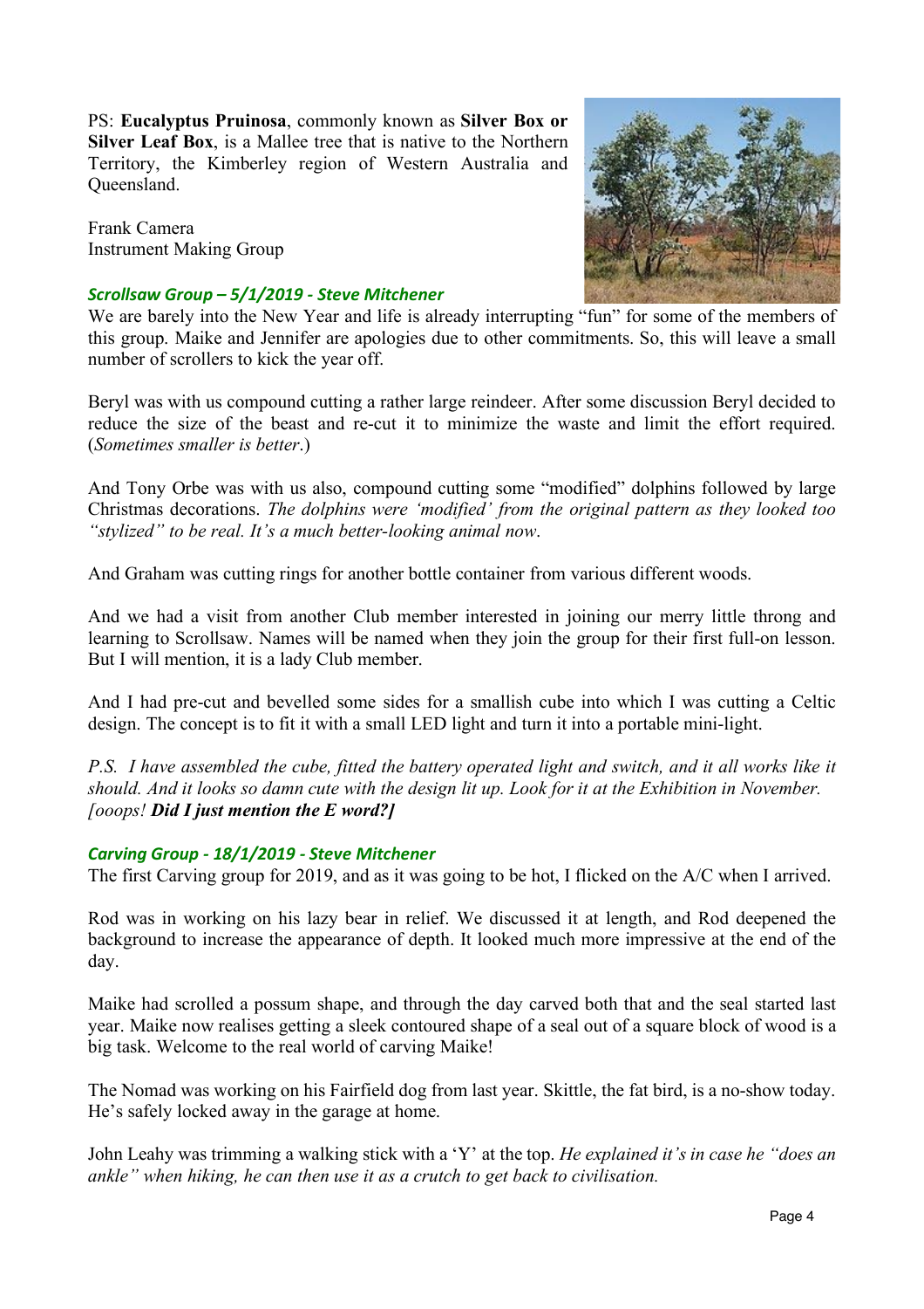PS: **Eucalyptus Pruinosa**, commonly known as **Silver Box or Silver Leaf Box**, is a Mallee tree that is native to the Northern Territory, the Kimberley region of Western Australia and Queensland.

Frank Camera
Instrument Making Group

### *Scrollsaw Group – 5/1/2019 - Steve Mitchener*

We are barely into the New Year and life is already interrupting "fun" for some of the members of this group. Maike and Jennifer are apologies due to other commitments. So, this will leave a small number of scrollers to kick the year off.

Beryl was with us compound cutting a rather large reindeer. After some discussion Beryl decided to reduce the size of the beast and re-cut it to minimize the waste and limit the effort required. (*Sometimes smaller is better*.)

And Tony Orbe was with us also, compound cutting some "modified" dolphins followed by large Christmas decorations. *The dolphins were 'modified' from the original pattern as they looked too "stylized" to be real. It's a much better-looking animal now*.

And Graham was cutting rings for another bottle container from various different woods.

And we had a visit from another Club member interested in joining our merry little throng and learning to Scrollsaw. Names will be named when they join the group for their first full-on lesson. But I will mention, it is a lady Club member.

And I had pre-cut and bevelled some sides for a smallish cube into which I was cutting a Celtic design. The concept is to fit it with a small LED light and turn it into a portable mini-light.

*P.S. I have assembled the cube, fitted the battery operated light and switch, and it all works like it should. And it looks so damn cute with the design lit up. Look for it at the Exhibition in November. [ooops! **Did I just mention the E word?]***

### *Carving Group - 18/1/2019 - Steve Mitchener*

The first Carving group for 2019, and as it was going to be hot, I flicked on the A/C when I arrived.

Rod was in working on his lazy bear in relief. We discussed it at length, and Rod deepened the background to increase the appearance of depth. It looked much more impressive at the end of the day.

Maike had scrolled a possum shape, and through the day carved both that and the seal started last year. Maike now realises getting a sleek contoured shape of a seal out of a square block of wood is a big task. Welcome to the real world of carving Maike!

The Nomad was working on his Fairfield dog from last year. Skittle, the fat bird, is a no-show today. He's safely locked away in the garage at home.

John Leahy was trimming a walking stick with a 'Y' at the top. *He explained it's in case he "does an ankle" when hiking, he can then use it as a crutch to get back to civilisation.*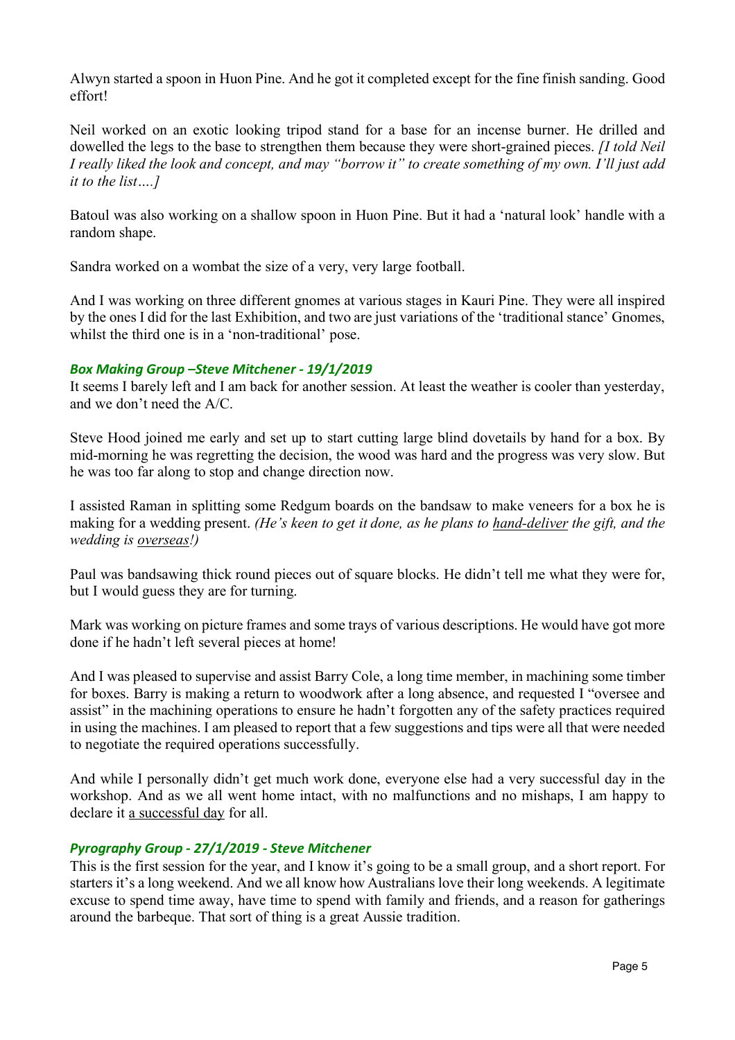Alwyn started a spoon in Huon Pine. And he got it completed except for the fine finish sanding. Good effort!

Neil worked on an exotic looking tripod stand for a base for an incense burner. He drilled and dowelled the legs to the base to strengthen them because they were short-grained pieces. *[I told Neil I really liked the look and concept, and may "borrow it" to create something of my own. I'll just add it to the list….]*

Batoul was also working on a shallow spoon in Huon Pine. But it had a 'natural look' handle with a random shape.

Sandra worked on a wombat the size of a very, very large football.

And I was working on three different gnomes at various stages in Kauri Pine. They were all inspired by the ones I did for the last Exhibition, and two are just variations of the 'traditional stance' Gnomes, whilst the third one is in a 'non-traditional' pose.

### *Box Making Group –Steve Mitchener - 19/1/2019*

It seems I barely left and I am back for another session. At least the weather is cooler than yesterday, and we don't need the A/C.

Steve Hood joined me early and set up to start cutting large blind dovetails by hand for a box. By mid-morning he was regretting the decision, the wood was hard and the progress was very slow. But he was too far along to stop and change direction now.

I assisted Raman in splitting some Redgum boards on the bandsaw to make veneers for a box he is making for a wedding present. *(He's keen to get it done, as he plans to hand-deliver the gift, and the wedding is overseas!)*

Paul was bandsawing thick round pieces out of square blocks. He didn't tell me what they were for, but I would guess they are for turning.

Mark was working on picture frames and some trays of various descriptions. He would have got more done if he hadn't left several pieces at home!

And I was pleased to supervise and assist Barry Cole, a long time member, in machining some timber for boxes. Barry is making a return to woodwork after a long absence, and requested I "oversee and assist" in the machining operations to ensure he hadn't forgotten any of the safety practices required in using the machines. I am pleased to report that a few suggestions and tips were all that were needed to negotiate the required operations successfully.

And while I personally didn't get much work done, everyone else had a very successful day in the workshop. And as we all went home intact, with no malfunctions and no mishaps, I am happy to declare it a successful day for all.

### *Pyrography Group - 27/1/2019 - Steve Mitchener*

This is the first session for the year, and I know it's going to be a small group, and a short report. For starters it's a long weekend. And we all know how Australians love their long weekends. A legitimate excuse to spend time away, have time to spend with family and friends, and a reason for gatherings around the barbeque. That sort of thing is a great Aussie tradition.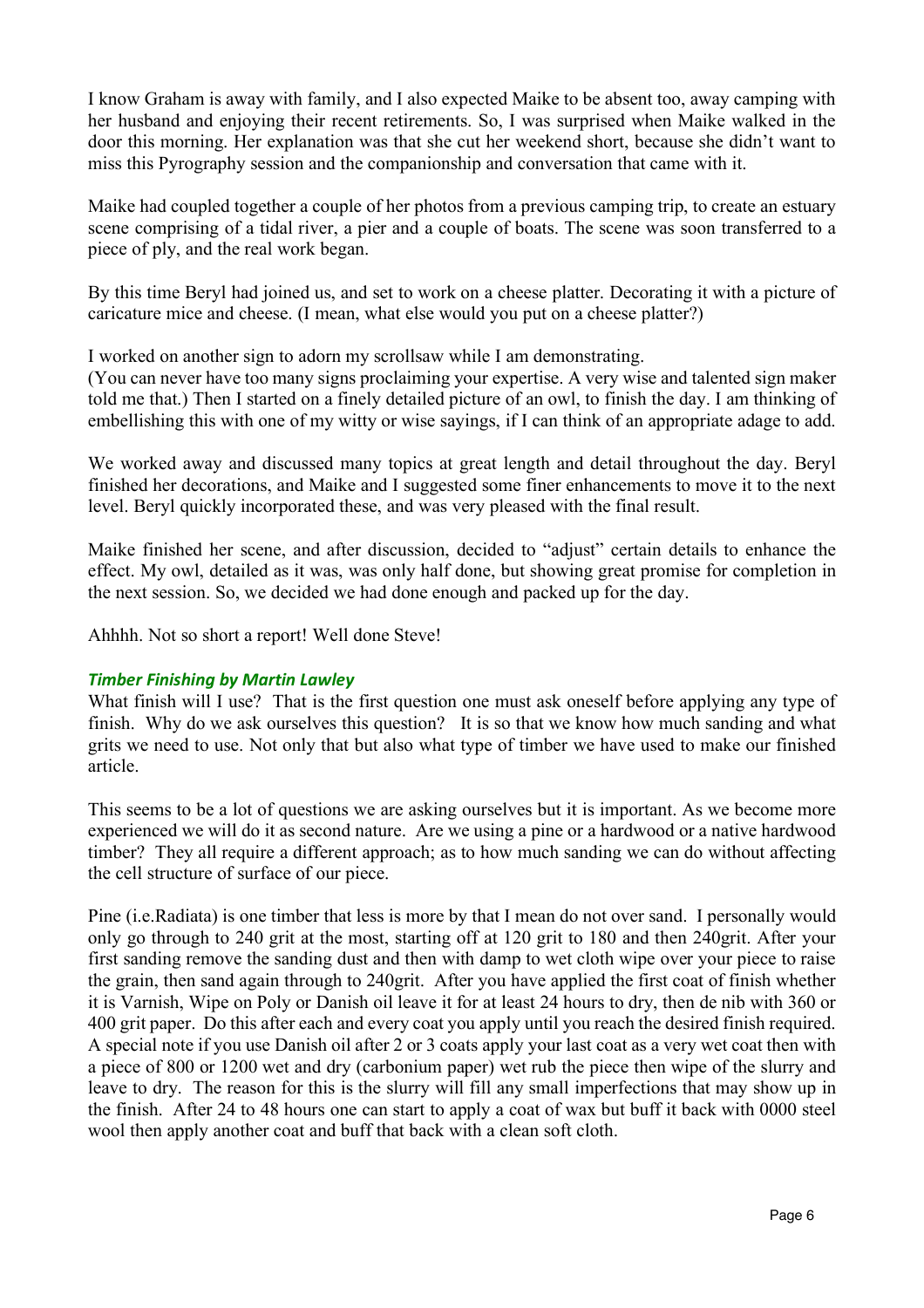I know Graham is away with family, and I also expected Maike to be absent too, away camping with her husband and enjoying their recent retirements. So, I was surprised when Maike walked in the door this morning. Her explanation was that she cut her weekend short, because she didn't want to miss this Pyrography session and the companionship and conversation that came with it.

Maike had coupled together a couple of her photos from a previous camping trip, to create an estuary scene comprising of a tidal river, a pier and a couple of boats. The scene was soon transferred to a piece of ply, and the real work began.

By this time Beryl had joined us, and set to work on a cheese platter. Decorating it with a picture of caricature mice and cheese. (I mean, what else would you put on a cheese platter?)

I worked on another sign to adorn my scrollsaw while I am demonstrating.
(You can never have too many signs proclaiming your expertise. A very wise and talented sign maker told me that.) Then I started on a finely detailed picture of an owl, to finish the day. I am thinking of embellishing this with one of my witty or wise sayings, if I can think of an appropriate adage to add.

We worked away and discussed many topics at great length and detail throughout the day. Beryl finished her decorations, and Maike and I suggested some finer enhancements to move it to the next level. Beryl quickly incorporated these, and was very pleased with the final result.

Maike finished her scene, and after discussion, decided to "adjust" certain details to enhance the effect. My owl, detailed as it was, was only half done, but showing great promise for completion in the next session. So, we decided we had done enough and packed up for the day.

Ahhhh. Not so short a report! Well done Steve!

### *Timber Finishing by Martin Lawley*

What finish will I use? That is the first question one must ask oneself before applying any type of finish. Why do we ask ourselves this question? It is so that we know how much sanding and what grits we need to use. Not only that but also what type of timber we have used to make our finished article.

This seems to be a lot of questions we are asking ourselves but it is important. As we become more experienced we will do it as second nature. Are we using a pine or a hardwood or a native hardwood timber? They all require a different approach; as to how much sanding we can do without affecting the cell structure of surface of our piece.

Pine (i.e.Radiata) is one timber that less is more by that I mean do not over sand. I personally would only go through to 240 grit at the most, starting off at 120 grit to 180 and then 240grit. After your first sanding remove the sanding dust and then with damp to wet cloth wipe over your piece to raise the grain, then sand again through to 240grit. After you have applied the first coat of finish whether it is Varnish, Wipe on Poly or Danish oil leave it for at least 24 hours to dry, then de nib with 360 or 400 grit paper. Do this after each and every coat you apply until you reach the desired finish required. A special note if you use Danish oil after 2 or 3 coats apply your last coat as a very wet coat then with a piece of 800 or 1200 wet and dry (carbonium paper) wet rub the piece then wipe of the slurry and leave to dry. The reason for this is the slurry will fill any small imperfections that may show up in the finish. After 24 to 48 hours one can start to apply a coat of wax but buff it back with 0000 steel wool then apply another coat and buff that back with a clean soft cloth.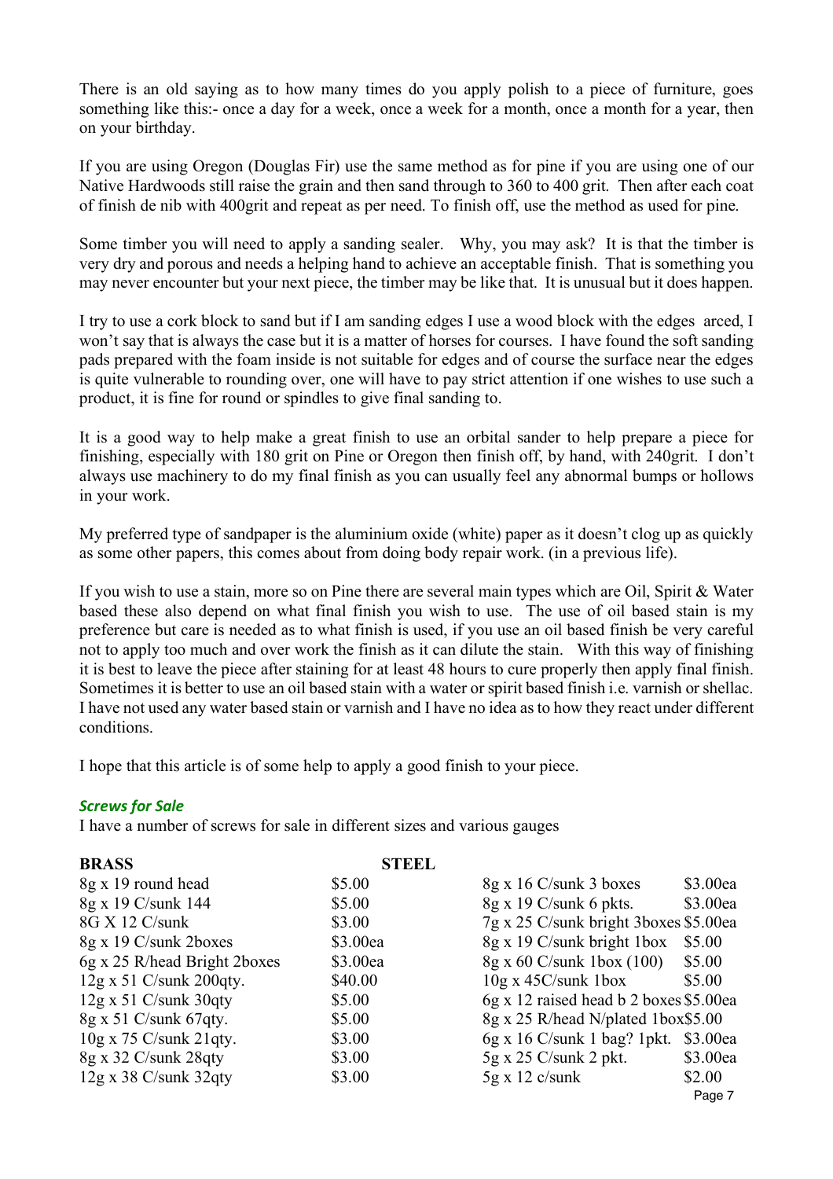There is an old saying as to how many times do you apply polish to a piece of furniture, goes something like this:- once a day for a week, once a week for a month, once a month for a year, then on your birthday.

If you are using Oregon (Douglas Fir) use the same method as for pine if you are using one of our Native Hardwoods still raise the grain and then sand through to 360 to 400 grit. Then after each coat of finish de nib with 400grit and repeat as per need. To finish off, use the method as used for pine.

Some timber you will need to apply a sanding sealer. Why, you may ask? It is that the timber is very dry and porous and needs a helping hand to achieve an acceptable finish. That is something you may never encounter but your next piece, the timber may be like that. It is unusual but it does happen.

I try to use a cork block to sand but if I am sanding edges I use a wood block with the edges arced, I won't say that is always the case but it is a matter of horses for courses. I have found the soft sanding pads prepared with the foam inside is not suitable for edges and of course the surface near the edges is quite vulnerable to rounding over, one will have to pay strict attention if one wishes to use such a product, it is fine for round or spindles to give final sanding to.

It is a good way to help make a great finish to use an orbital sander to help prepare a piece for finishing, especially with 180 grit on Pine or Oregon then finish off, by hand, with 240grit. I don't always use machinery to do my final finish as you can usually feel any abnormal bumps or hollows in your work.

My preferred type of sandpaper is the aluminium oxide (white) paper as it doesn't clog up as quickly as some other papers, this comes about from doing body repair work. (in a previous life).

If you wish to use a stain, more so on Pine there are several main types which are Oil, Spirit & Water based these also depend on what final finish you wish to use. The use of oil based stain is my preference but care is needed as to what finish is used, if you use an oil based finish be very careful not to apply too much and over work the finish as it can dilute the stain. With this way of finishing it is best to leave the piece after staining for at least 48 hours to cure properly then apply final finish. Sometimes it is better to use an oil based stain with a water or spirit based finish i.e. varnish or shellac. I have not used any water based stain or varnish and I have no idea as to how they react under different conditions.

I hope that this article is of some help to apply a good finish to your piece.

### *Screws for Sale*

I have a number of screws for sale in different sizes and various gauges

| **BRASS** | | **STEEL** | |
|---|---|---|---|
| 8g x 19 round head | $5.00 | 8g x 16 C/sunk 3 boxes | $3.00ea |
| 8g x 19 C/sunk 144 | $5.00 | 8g x 19 C/sunk 6 pkts. | $3.00ea |
| 8G X 12 C/sunk | $3.00 | 7g x 25 C/sunk bright 3boxes | $5.00ea |
| 8g x 19 C/sunk 2boxes | $3.00ea | 8g x 19 C/sunk bright 1box | $5.00 |
| 6g x 25 R/head Bright 2boxes | $3.00ea | 8g x 60 C/sunk 1box (100) | $5.00 |
| 12g x 51 C/sunk 200qty. | $40.00 | 10g x 45C/sunk 1box | $5.00 |
| 12g x 51 C/sunk 30qty | $5.00 | 6g x 12 raised head b 2 boxes | $5.00ea |
| 8g x 51 C/sunk 67qty. | $5.00 | 8g x 25 R/head N/plated 1box | $5.00 |
| 10g x 75 C/sunk 21qty. | $3.00 | 6g x 16 C/sunk 1 bag? 1pkt. | $3.00ea |
| 8g x 32 C/sunk 28qty | $3.00 | 5g x 25 C/sunk 2 pkt. | $3.00ea |
| 12g x 38 C/sunk 32qty | $3.00 | 5g x 12 c/sunk | $2.00 |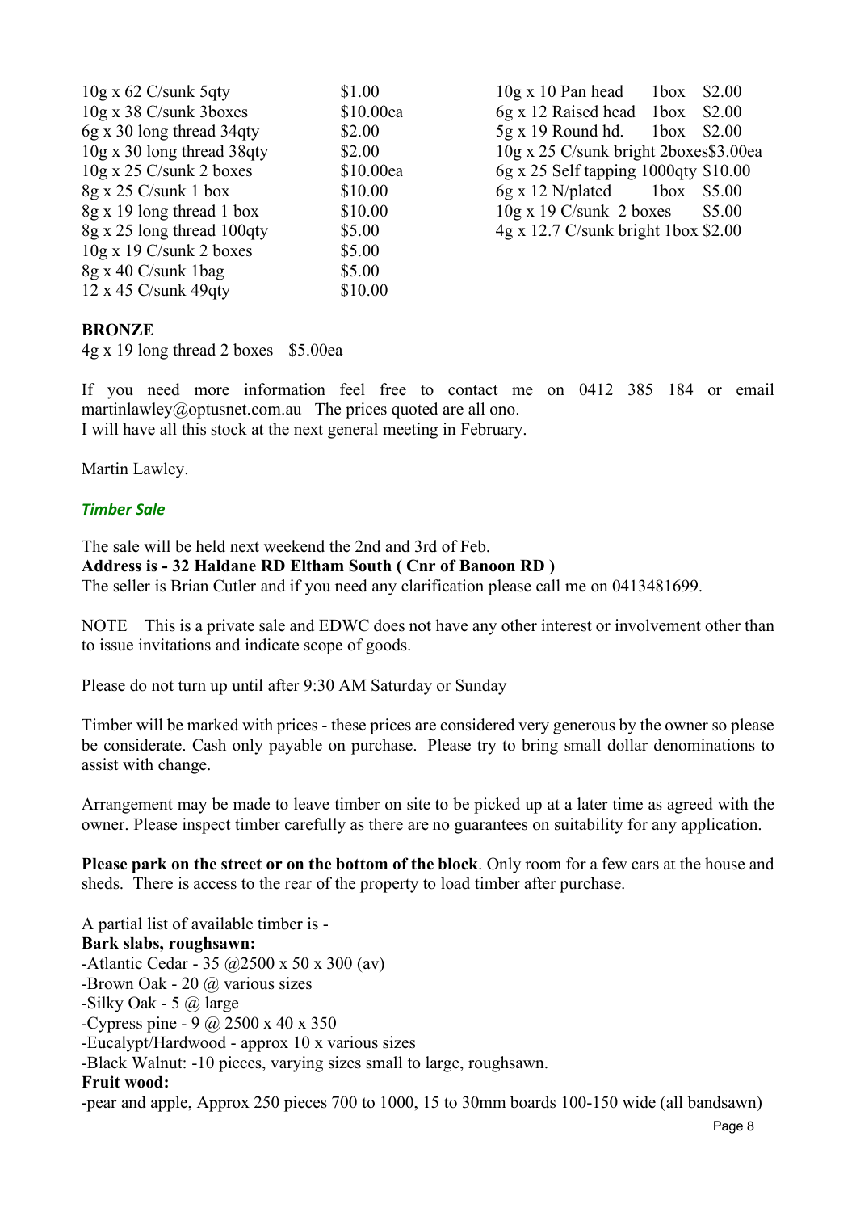| | |
|---|---|
| 10g x 62 C/sunk 5qty | $1.00 |
| 10g x 38 C/sunk 3boxes | $10.00ea |
| 6g x 30 long thread 34qty | $2.00 |
| 10g x 30 long thread 38qty | $2.00 |
| 10g x 25 C/sunk 2 boxes | $10.00ea |
| 8g x 25 C/sunk 1 box | $10.00 |
| 8g x 19 long thread 1 box | $10.00 |
| 8g x 25 long thread 100qty | $5.00 |
| 10g x 19 C/sunk 2 boxes | $5.00 |
| 8g x 40 C/sunk 1bag | $5.00 |
| 12 x 45 C/sunk 49qty | $10.00 |

| | | |
|---|---|---|
| 10g x 10 Pan head | 1box | $2.00 |
| 6g x 12 Raised head | 1box | $2.00 |
| 5g x 19 Round hd. | 1box | $2.00 |
| 10g x 25 C/sunk bright | 2boxes | $3.00ea |
| 6g x 25 Self tapping | 1000qty | $10.00 |
| 6g x 12 N/plated | 1box | $5.00 |
| 10g x 19 C/sunk | 2 boxes | $5.00 |
| 4g x 12.7 C/sunk bright | 1box | $2.00 |

**BRONZE**

4g x 19 long thread 2 boxes $5.00ea

If you need more information feel free to contact me on 0412 385 184 or email martinlawley@optusnet.com.au The prices quoted are all ono.
I will have all this stock at the next general meeting in February.

Martin Lawley.

### *Timber Sale*

The sale will be held next weekend the 2nd and 3rd of Feb.
**Address is - 32 Haldane RD Eltham South ( Cnr of Banoon RD )**
The seller is Brian Cutler and if you need any clarification please call me on 0413481699.

NOTE This is a private sale and EDWC does not have any other interest or involvement other than to issue invitations and indicate scope of goods.

Please do not turn up until after 9:30 AM Saturday or Sunday

Timber will be marked with prices - these prices are considered very generous by the owner so please be considerate. Cash only payable on purchase. Please try to bring small dollar denominations to assist with change.

Arrangement may be made to leave timber on site to be picked up at a later time as agreed with the owner. Please inspect timber carefully as there are no guarantees on suitability for any application.

**Please park on the street or on the bottom of the block**. Only room for a few cars at the house and sheds. There is access to the rear of the property to load timber after purchase.

A partial list of available timber is -

**Bark slabs, roughsawn:**

-Atlantic Cedar - 35 @2500 x 50 x 300 (av)
-Brown Oak - 20 @ various sizes
-Silky Oak - 5 @ large
-Cypress pine - 9 @ 2500 x 40 x 350
-Eucalypt/Hardwood - approx 10 x various sizes
-Black Walnut: -10 pieces, varying sizes small to large, roughsawn.

**Fruit wood:**

-pear and apple, Approx 250 pieces 700 to 1000, 15 to 30mm boards 100-150 wide (all bandsawn)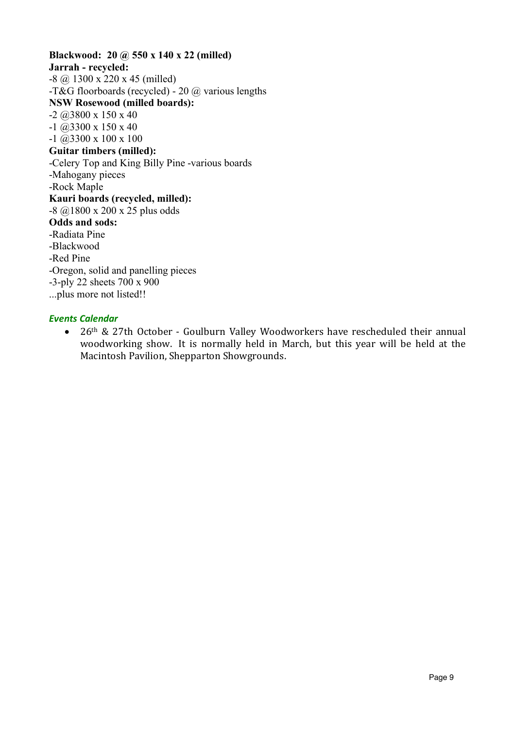**Blackwood: 20 @ 550 x 140 x 22 (milled)**

**Jarrah - recycled:**

-8 @ 1300 x 220 x 45 (milled)

-T&G floorboards (recycled) - 20 @ various lengths

**NSW Rosewood (milled boards):**

-2 @3800 x 150 x 40

-1 @3300 x 150 x 40

-1 @3300 x 100 x 100

**Guitar timbers (milled):**

-Celery Top and King Billy Pine -various boards

-Mahogany pieces

-Rock Maple

**Kauri boards (recycled, milled):**

-8 @1800 x 200 x 25 plus odds

**Odds and sods:**

-Radiata Pine

-Blackwood

-Red Pine

-Oregon, solid and panelling pieces

-3-ply 22 sheets 700 x 900

...plus more not listed!!

### *Events Calendar*

- 26th & 27th October - Goulburn Valley Woodworkers have rescheduled their annual woodworking show. It is normally held in March, but this year will be held at the Macintosh Pavilion, Shepparton Showgrounds.